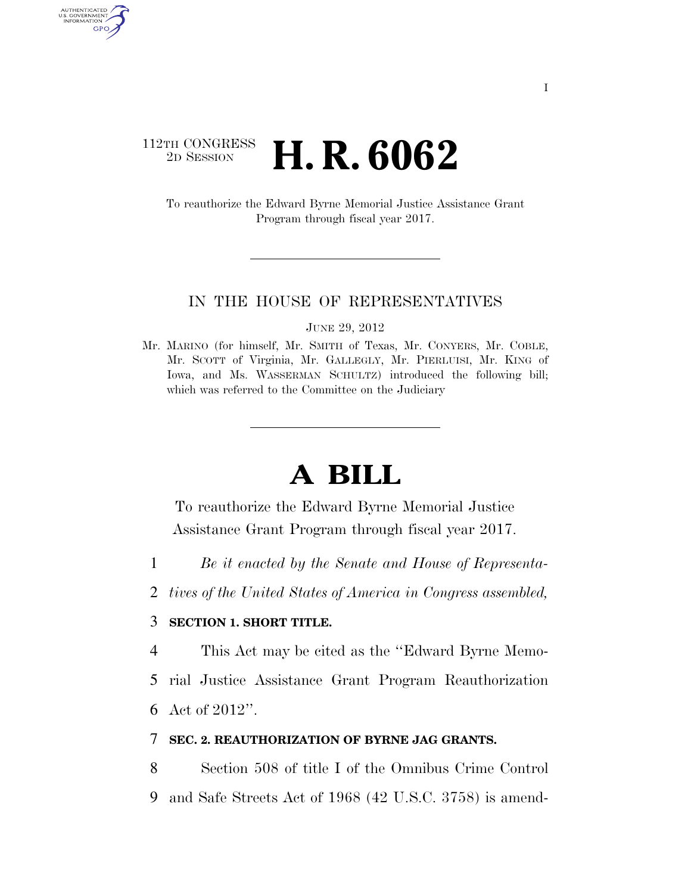112TH CONGRESS
2D SESSION

# H. R. 6062

To reauthorize the Edward Byrne Memorial Justice Assistance Grant Program through fiscal year 2017.

IN THE HOUSE OF REPRESENTATIVES

JUNE 29, 2012

Mr. MARINO (for himself, Mr. SMITH of Texas, Mr. CONYERS, Mr. COBLE, Mr. SCOTT of Virginia, Mr. GALLEGLY, Mr. PIERLUISI, Mr. KING of Iowa, and Ms. WASSERMAN SCHULTZ) introduced the following bill; which was referred to the Committee on the Judiciary

# A BILL

To reauthorize the Edward Byrne Memorial Justice Assistance Grant Program through fiscal year 2017.

1 *Be it enacted by the Senate and House of Representa-*
2 *tives of the United States of America in Congress assembled,*

3 **SECTION 1. SHORT TITLE.**

4 This Act may be cited as the ''Edward Byrne Memo-
5 rial Justice Assistance Grant Program Reauthorization
6 Act of 2012''.

7 **SEC. 2. REAUTHORIZATION OF BYRNE JAG GRANTS.**

8 Section 508 of title I of the Omnibus Crime Control
9 and Safe Streets Act of 1968 (42 U.S.C. 3758) is amend-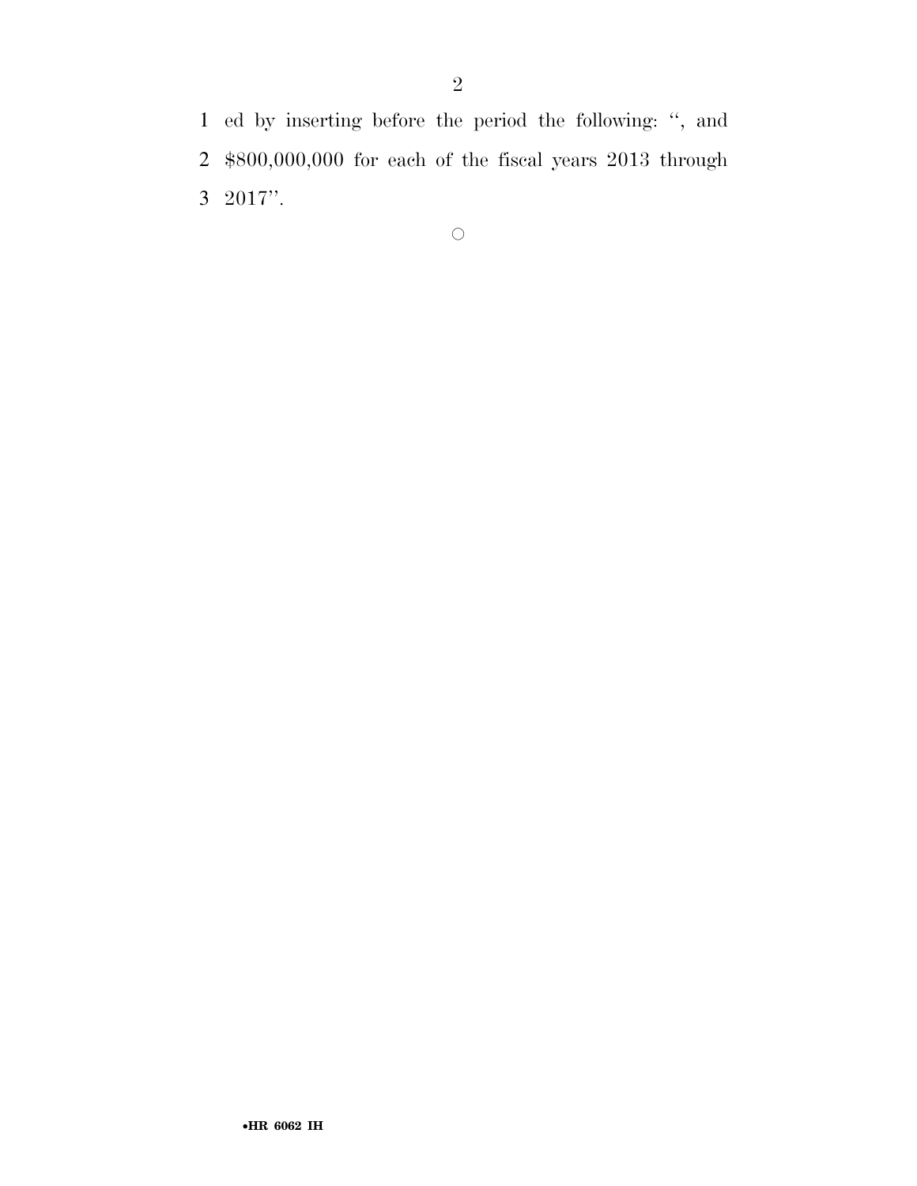ed by inserting before the period the following: ", and $800,000,000 for each of the fiscal years 2013 through 2017".